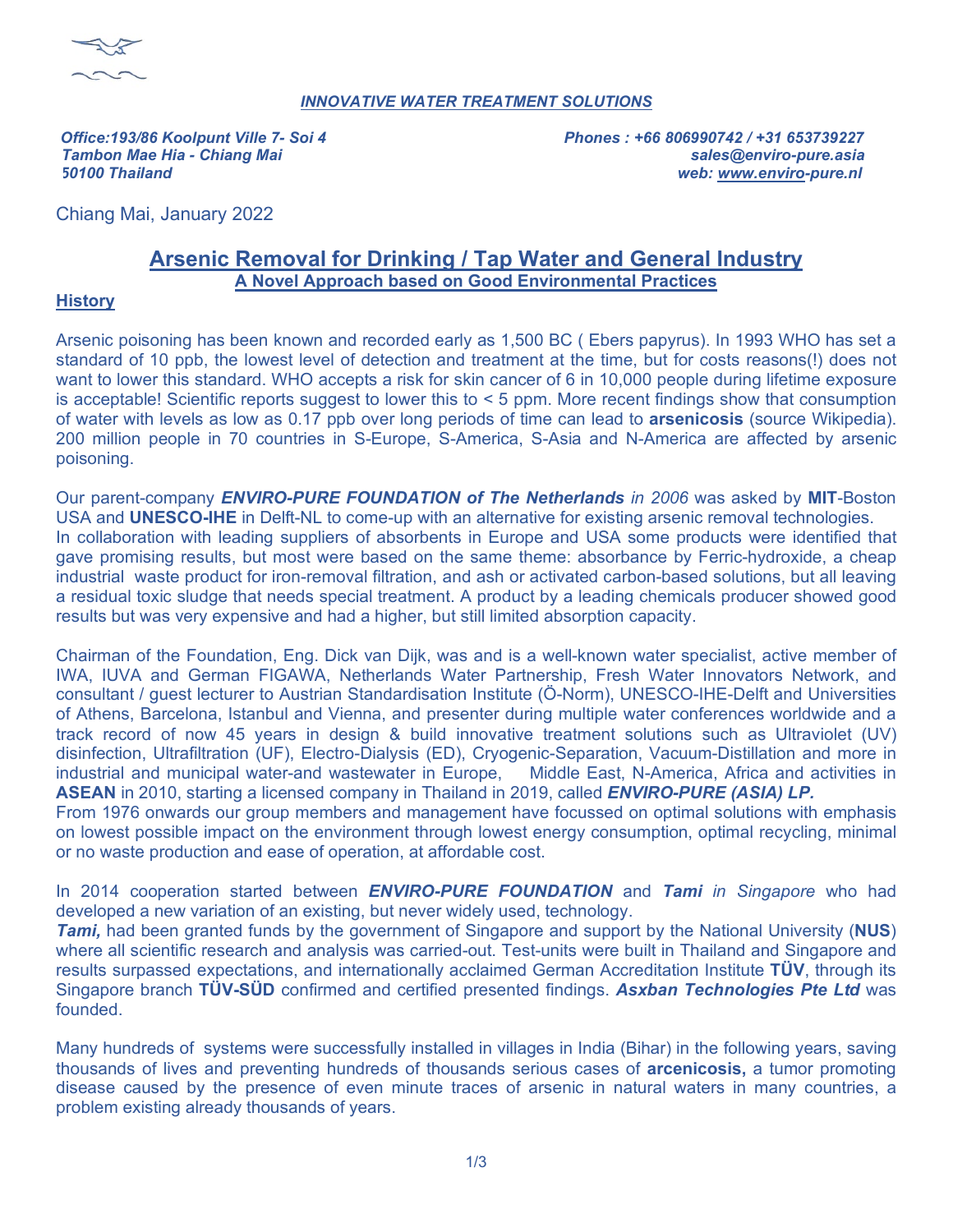***INNOVATIVE WATER TREATMENT SOLUTIONS***

***Office:193/86 Koolpunt Ville 7- Soi 4***
***Tambon Mae Hia - Chiang Mai***
***50100 Thailand***

***Phones : +66 806990742 / +31 653739227***
***sales@enviro-pure.asia***
***web: www.enviro-pure.nl***

Chiang Mai, January 2022

# Arsenic Removal for Drinking / Tap Water and General Industry

## A Novel Approach based on Good Environmental Practices

### History

Arsenic poisoning has been known and recorded early as 1,500 BC ( Ebers papyrus). In 1993 WHO has set a standard of 10 ppb, the lowest level of detection and treatment at the time, but for costs reasons(!) does not want to lower this standard. WHO accepts a risk for skin cancer of 6 in 10,000 people during lifetime exposure is acceptable! Scientific reports suggest to lower this to < 5 ppm. More recent findings show that consumption of water with levels as low as 0.17 ppb over long periods of time can lead to **arsenicosis** (source Wikipedia). 200 million people in 70 countries in S-Europe, S-America, S-Asia and N-America are affected by arsenic poisoning.

Our parent-company ***ENVIRO-PURE FOUNDATION of The Netherlands*** *in 2006* was asked by **MIT**-Boston USA and **UNESCO-IHE** in Delft-NL to come-up with an alternative for existing arsenic removal technologies.
In collaboration with leading suppliers of absorbents in Europe and USA some products were identified that gave promising results, but most were based on the same theme: absorbance by Ferric-hydroxide, a cheap industrial waste product for iron-removal filtration, and ash or activated carbon-based solutions, but all leaving a residual toxic sludge that needs special treatment. A product by a leading chemicals producer showed good results but was very expensive and had a higher, but still limited absorption capacity.

Chairman of the Foundation, Eng. Dick van Dijk, was and is a well-known water specialist, active member of IWA, IUVA and German FIGAWA, Netherlands Water Partnership, Fresh Water Innovators Network, and consultant / guest lecturer to Austrian Standardisation Institute (Ö-Norm), UNESCO-IHE-Delft and Universities of Athens, Barcelona, Istanbul and Vienna, and presenter during multiple water conferences worldwide and a track record of now 45 years in design & build innovative treatment solutions such as Ultraviolet (UV) disinfection, Ultrafiltration (UF), Electro-Dialysis (ED), Cryogenic-Separation, Vacuum-Distillation and more in industrial and municipal water-and wastewater in Europe, Middle East, N-America, Africa and activities in **ASEAN** in 2010, starting a licensed company in Thailand in 2019, called ***ENVIRO-PURE (ASIA) LP.***
From 1976 onwards our group members and management have focussed on optimal solutions with emphasis on lowest possible impact on the environment through lowest energy consumption, optimal recycling, minimal or no waste production and ease of operation, at affordable cost.

In 2014 cooperation started between ***ENVIRO-PURE FOUNDATION*** and ***Tami*** *in Singapore* who had developed a new variation of an existing, but never widely used, technology.
***Tami,*** had been granted funds by the government of Singapore and support by the National University (**NUS**) where all scientific research and analysis was carried-out. Test-units were built in Thailand and Singapore and results surpassed expectations, and internationally acclaimed German Accreditation Institute **TÜV**, through its Singapore branch **TÜV-SÜD** confirmed and certified presented findings. ***Asxban Technologies Pte Ltd*** was founded.

Many hundreds of systems were successfully installed in villages in India (Bihar) in the following years, saving thousands of lives and preventing hundreds of thousands serious cases of **arcenicosis,** a tumor promoting disease caused by the presence of even minute traces of arsenic in natural waters in many countries, a problem existing already thousands of years.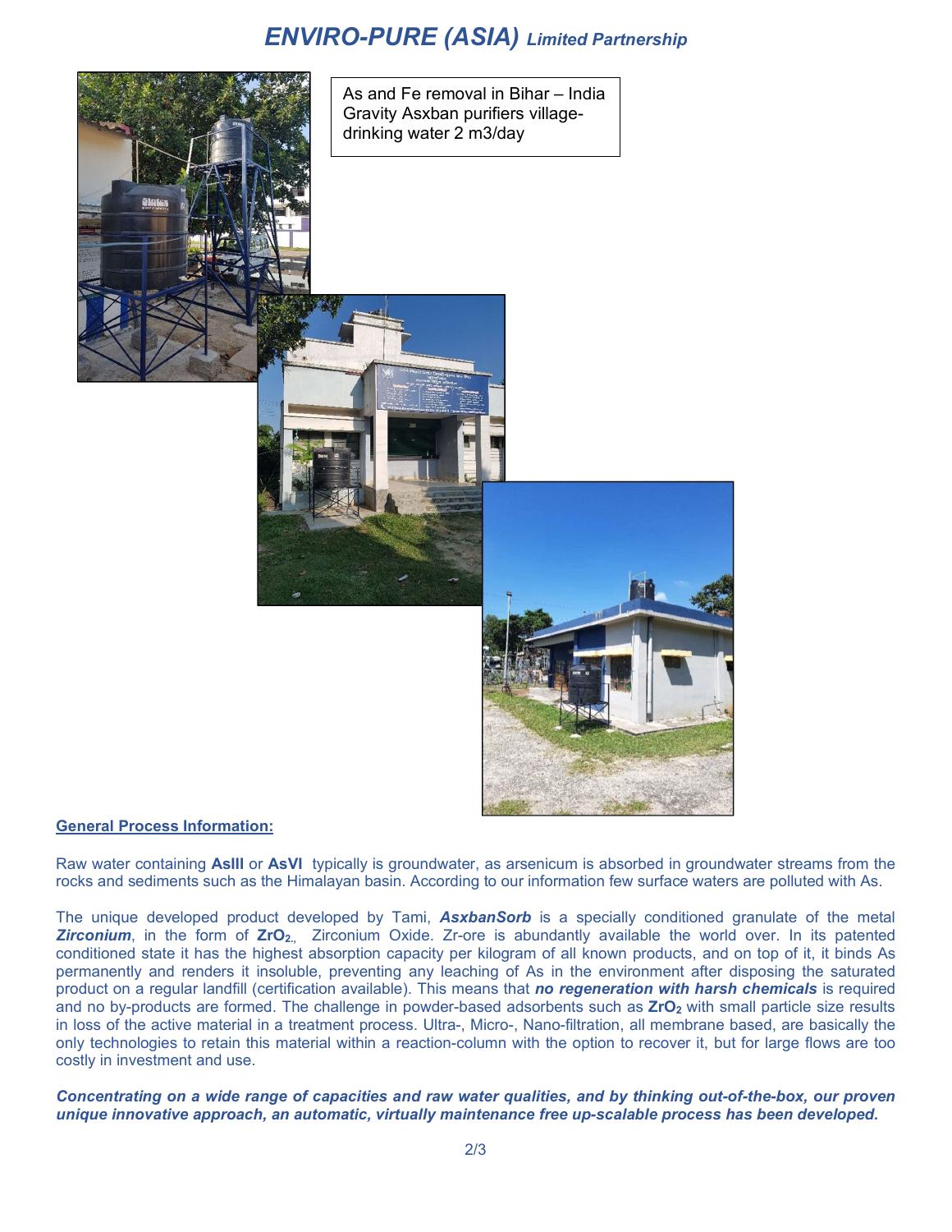# ENVIRO-PURE (ASIA) *Limited Partnership*

As and Fe removal in Bihar – India
Gravity Asxban purifiers village-drinking water 2 m3/day

**General Process Information:**

Raw water containing **AsIII** or **AsVI** typically is groundwater, as arsenicum is absorbed in groundwater streams from the rocks and sediments such as the Himalayan basin. According to our information few surface waters are polluted with As.

The unique developed product developed by Tami, ***AsxbanSorb*** is a specially conditioned granulate of the metal ***Zirconium***, in the form of **$ZrO_2$**, Zirconium Oxide. Zr-ore is abundantly available the world over. In its patented conditioned state it has the highest absorption capacity per kilogram of all known products, and on top of it, it binds As permanently and renders it insoluble, preventing any leaching of As in the environment after disposing the saturated product on a regular landfill (certification available). This means that ***no regeneration with harsh chemicals*** is required and no by-products are formed. The challenge in powder-based adsorbents such as **$ZrO_2$** with small particle size results in loss of the active material in a treatment process. Ultra-, Micro-, Nano-filtration, all membrane based, are basically the only technologies to retain this material within a reaction-column with the option to recover it, but for large flows are too costly in investment and use.

***Concentrating on a wide range of capacities and raw water qualities, and by thinking out-of-the-box, our proven unique innovative approach, an automatic, virtually maintenance free up-scalable process has been developed.***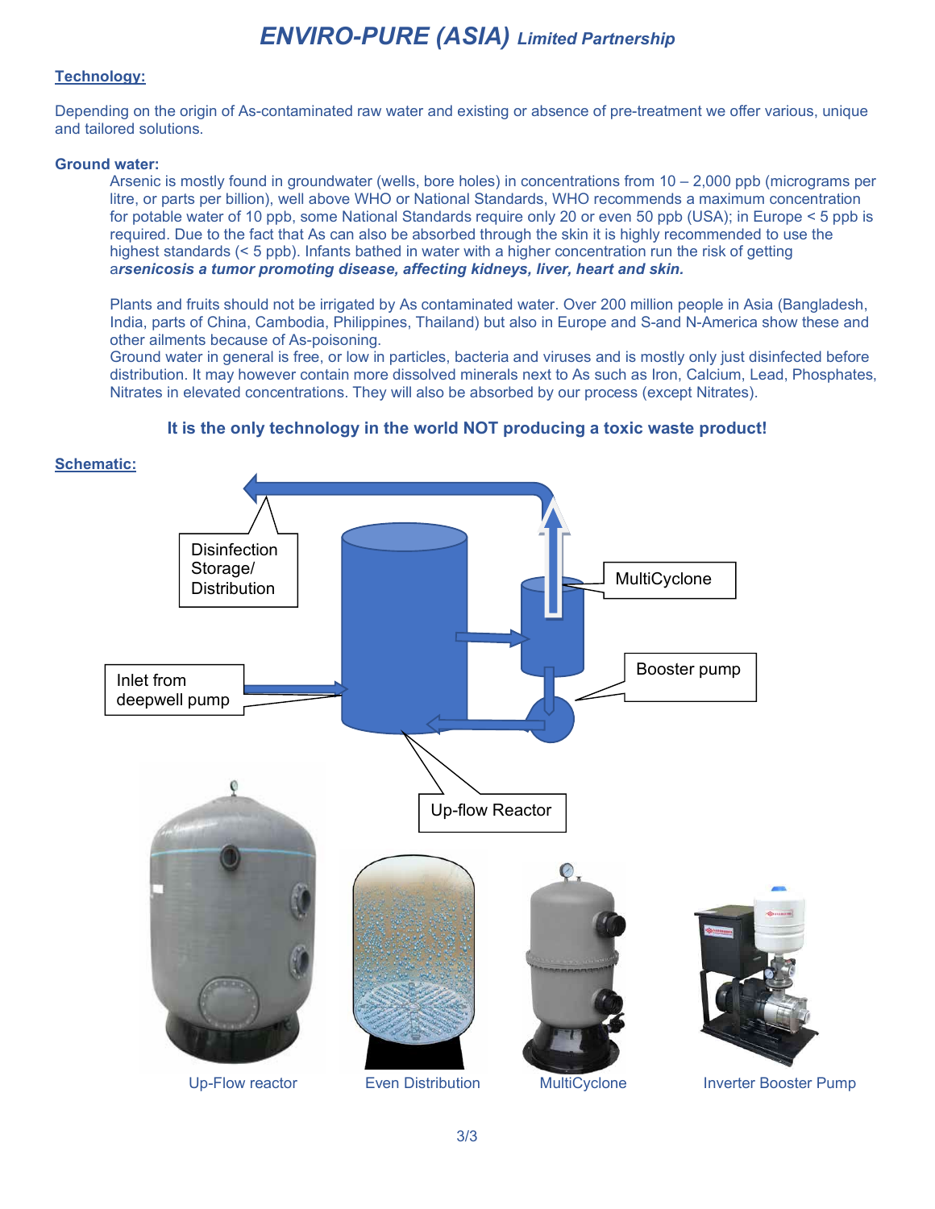# ENVIRO-PURE (ASIA) *Limited Partnership*

## Technology:

Depending on the origin of As-contaminated raw water and existing or absence of pre-treatment we offer various, unique and tailored solutions.

### Ground water:

Arsenic is mostly found in groundwater (wells, bore holes) in concentrations from 10 – 2,000 ppb (micrograms per litre, or parts per billion), well above WHO or National Standards, WHO recommends a maximum concentration for potable water of 10 ppb, some National Standards require only 20 or even 50 ppb (USA); in Europe < 5 ppb is required. Due to the fact that As can also be absorbed through the skin it is highly recommended to use the highest standards (< 5 ppb). Infants bathed in water with a higher concentration run the risk of getting a***rsenicosis a tumor promoting disease, affecting kidneys, liver, heart and skin.***

Plants and fruits should not be irrigated by As contaminated water. Over 200 million people in Asia (Bangladesh, India, parts of China, Cambodia, Philippines, Thailand) but also in Europe and S-and N-America show these and other ailments because of As-poisoning.

Ground water in general is free, or low in particles, bacteria and viruses and is mostly only just disinfected before distribution. It may however contain more dissolved minerals next to As such as Iron, Calcium, Lead, Phosphates, Nitrates in elevated concentrations. They will also be absorbed by our process (except Nitrates).

**It is the only technology in the world NOT producing a toxic waste product!**

## Schematic:

Disinfection Storage/ Distribution

MultiCyclone

Booster pump

Inlet from deepwell pump

Up-flow Reactor

Up-Flow reactor

Even Distribution

MultiCyclone

Inverter Booster Pump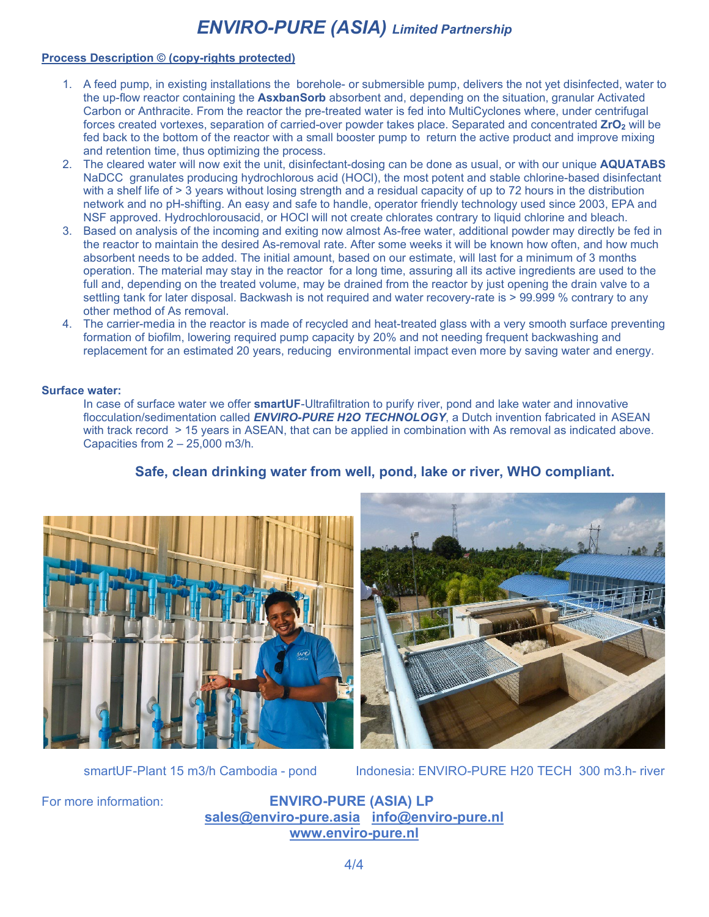# *ENVIRO-PURE (ASIA) Limited Partnership*

**Process Description © (copy-rights protected)**

1. A feed pump, in existing installations the borehole- or submersible pump, delivers the not yet disinfected, water to the up-flow reactor containing the **AsxbanSorb** absorbent and, depending on the situation, granular Activated Carbon or Anthracite. From the reactor the pre-treated water is fed into MultiCyclones where, under centrifugal forces created vortexes, separation of carried-over powder takes place. Separated and concentrated **$ZrO_2$** will be fed back to the bottom of the reactor with a small booster pump to return the active product and improve mixing and retention time, thus optimizing the process.
2. The cleared water will now exit the unit, disinfectant-dosing can be done as usual, or with our unique **AQUATABS** NaDCC granulates producing hydrochlorous acid (HOCl), the most potent and stable chlorine-based disinfectant with a shelf life of > 3 years without losing strength and a residual capacity of up to 72 hours in the distribution network and no pH-shifting. An easy and safe to handle, operator friendly technology used since 2003, EPA and NSF approved. Hydrochlorousacid, or HOCl will not create chlorates contrary to liquid chlorine and bleach.
3. Based on analysis of the incoming and exiting now almost As-free water, additional powder may directly be fed in the reactor to maintain the desired As-removal rate. After some weeks it will be known how often, and how much absorbent needs to be added. The initial amount, based on our estimate, will last for a minimum of 3 months operation. The material may stay in the reactor for a long time, assuring all its active ingredients are used to the full and, depending on the treated volume, may be drained from the reactor by just opening the drain valve to a settling tank for later disposal. Backwash is not required and water recovery-rate is > 99.999 % contrary to any other method of As removal.
4. The carrier-media in the reactor is made of recycled and heat-treated glass with a very smooth surface preventing formation of biofilm, lowering required pump capacity by 20% and not needing frequent backwashing and replacement for an estimated 20 years, reducing environmental impact even more by saving water and energy.

**Surface water:**

In case of surface water we offer **smartUF**-Ultrafiltration to purify river, pond and lake water and innovative flocculation/sedimentation called ***ENVIRO-PURE H2O TECHNOLOGY***, a Dutch invention fabricated in ASEAN with track record > 15 years in ASEAN, that can be applied in combination with As removal as indicated above. Capacities from 2 – 25,000 m3/h.

**Safe, clean drinking water from well, pond, lake or river, WHO compliant.**

smartUF-Plant 15 m3/h Cambodia - pond

Indonesia: ENVIRO-PURE H20 TECH 300 m3.h- river

For more information:

**ENVIRO-PURE (ASIA) LP**

**sales@enviro-pure.asia** **info@enviro-pure.nl**

**www.enviro-pure.nl**